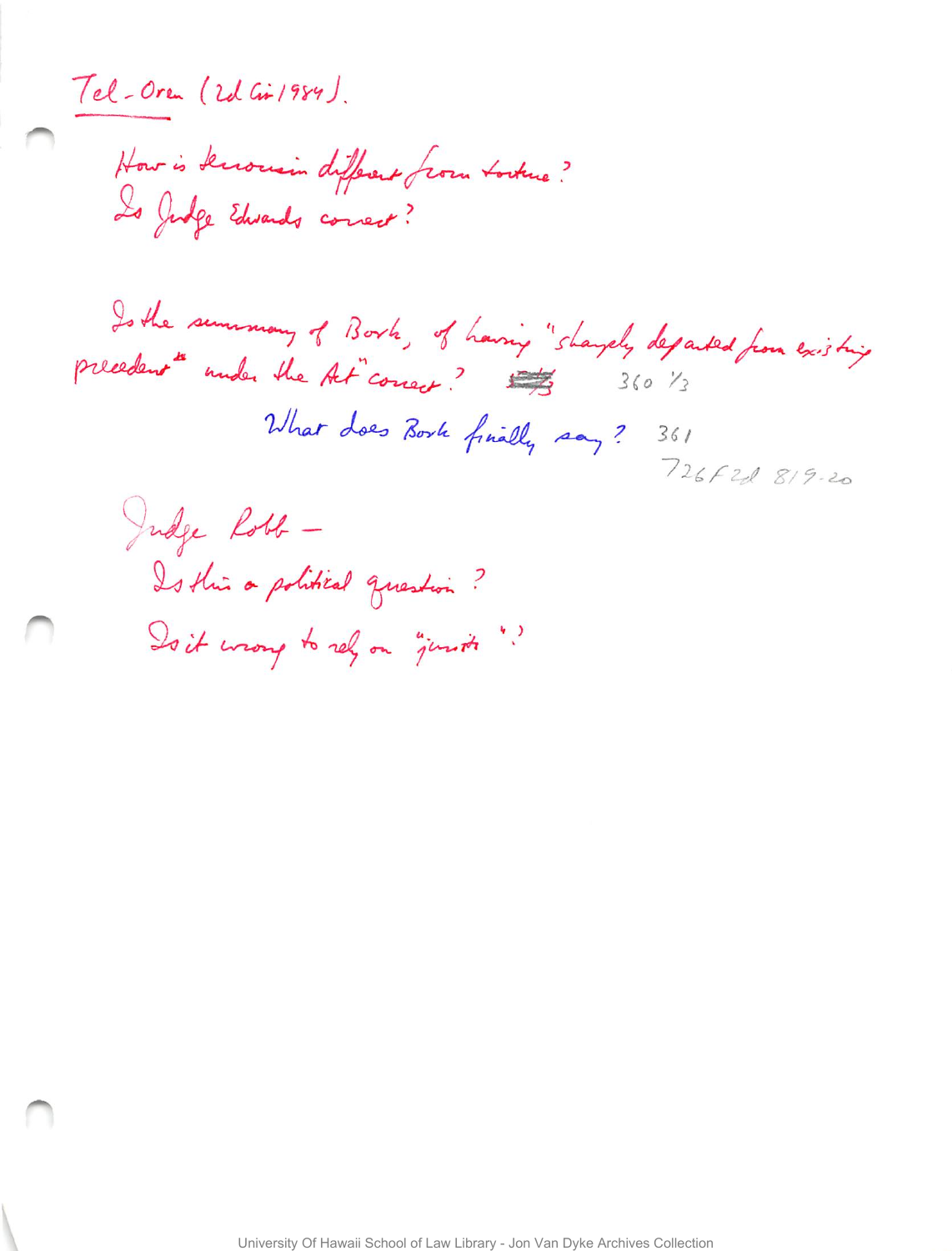Tel-Oren (2d Cir 1984).

How is terrorism different from torture?
Is Judge Edwards correct?

Is the summary of Bork, of having "sharply departed from existing precedent" under the Act" correct? 360 1/3

What does Bork finally say? 361
726 F2d 819-20

Judge Robb –
Is this a political question?
Is it wrong to rely on "jurists"?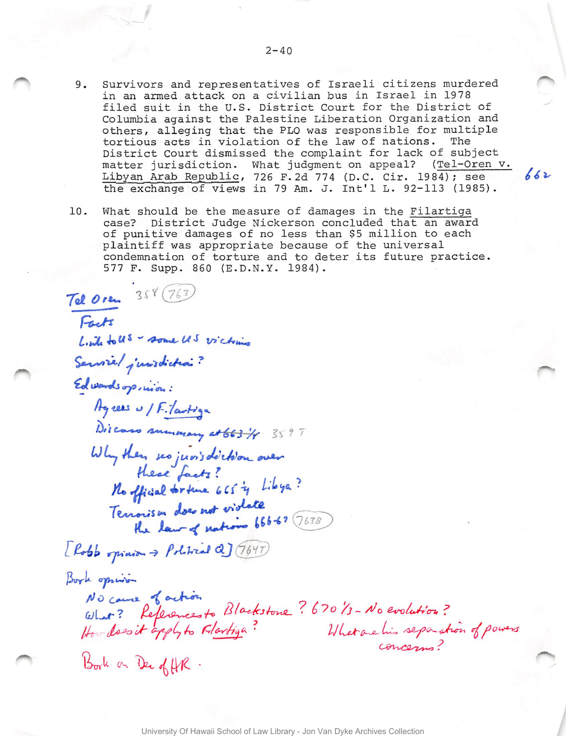9. Survivors and representatives of Israeli citizens murdered in an armed attack on a civilian bus in Israel in 1978 filed suit in the U.S. District Court for the District of Columbia against the Palestine Liberation Organization and others, alleging that the PLO was responsible for multiple tortious acts in violation of the law of nations. The District Court dismissed the complaint for lack of subject matter jurisdiction. What judgment on appeal? (Tel-Oren v. Libyan Arab Republic, 726 F.2d 774 (D.C. Cir. 1984); see the exchange of views in 79 Am. J. Int'l L. 92-113 (1985). 662

10. What should be the measure of damages in the Filartiga case? District Judge Nickerson concluded that an award of punitive damages of no less than $5 million to each plaintiff was appropriate because of the universal condemnation of torture and to deter its future practice. 577 F. Supp. 860 (E.D.N.Y. 1984).

Tel Oren 358 (763)

Facts

Link to US - some US victims

Service/jurisdiction?

Edwards opinion:

Agrees w/ Filartiga

Discuss summary at ~~663-4~~ 359 T

Why then no jurisdiction over these facts?

No official torture 665 ¼ Libya?

Terrorism does not violate the law of nations 666-67 (763B)

[Robb opinion → Political Q] (764T)

Bork opinion

No cause of action

What? References to Blackstone? 670 ⅓ - No evolution?

How does it apply to Filartiga? What are his separation of powers concerns?

Bork on Dec of HR.